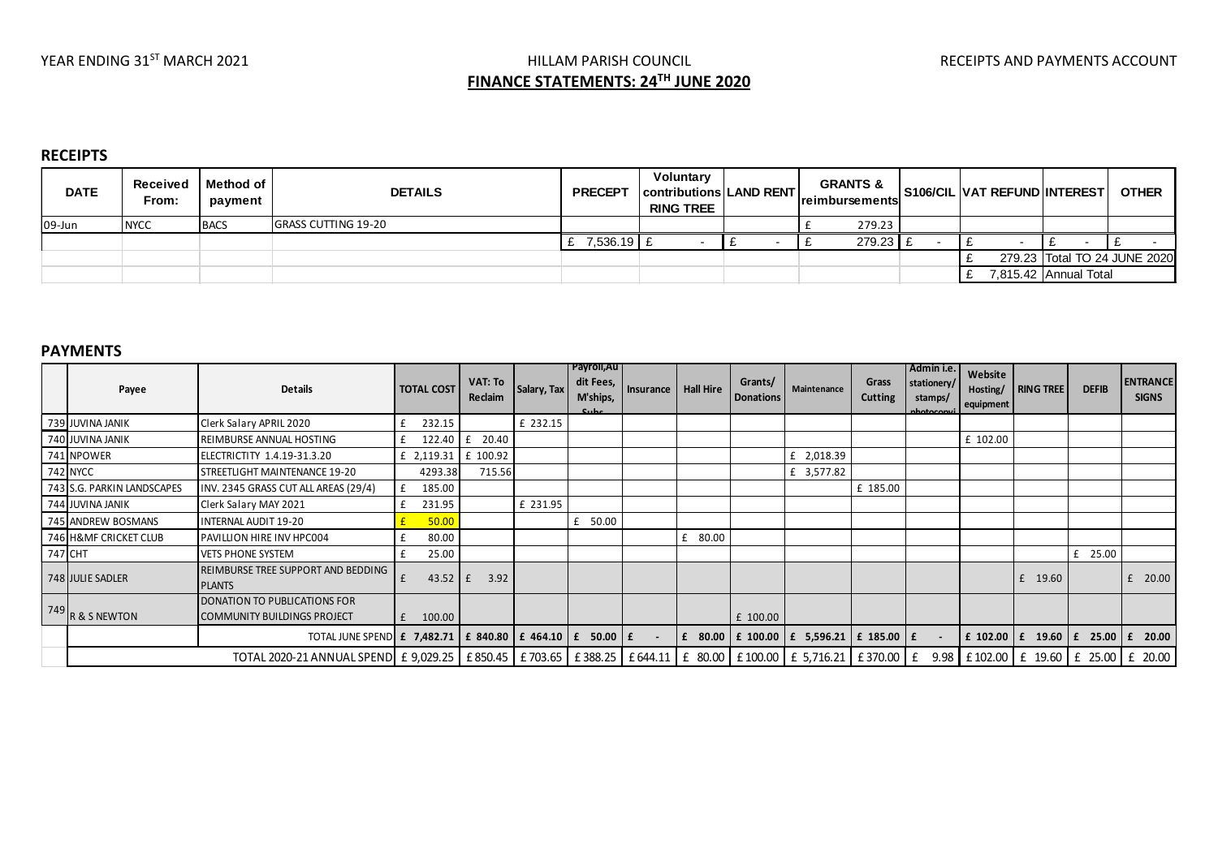YEAR ENDING 31ST MARCH 2021

HILLAM PARISH COUNCIL

RECEIPTS AND PAYMENTS ACCOUNT

**FINANCE STATEMENTS: 24TH JUNE 2020**

## RECEIPTS

| DATE | Received From: | Method of payment | DETAILS | PRECEPT | Voluntary contributions RING TREE | LAND RENT | GRANTS & reimbursements | S106/CIL | VAT REFUND | INTEREST | OTHER |
|---|---|---|---|---|---|---|---|---|---|---|---|
| 09-Jun | NYCC | BACS | GRASS CUTTING 19-20 | | | | £ 279.23 | | | | |
| | | | | £ 7,536.19 | £ - | £ - | £ 279.23 | £ - | £ - | £ - | £ - |
| | | | | | | | | | £ 279.23 | Total TO 24 JUNE 2020 | |
| | | | | | | | | | £ 7,815.42 | Annual Total | |

## PAYMENTS

| | Payee | Details | TOTAL COST | VAT: To Reclaim | Salary, Tax | Payroll,Audit Fees, M'ships, Subs | Insurance | Hall Hire | Grants/ Donations | Maintenance | Grass Cutting | Admin i.e. stationery/ stamps/ photocopying | Website Hosting/ equipment | RING TREE | DEFIB | ENTRANCE SIGNS |
|---|---|---|---|---|---|---|---|---|---|---|---|---|---|---|---|---|
| 739 | JUVINA JANIK | Clerk Salary APRIL 2020 | £ 232.15 | | £ 232.15 | | | | | | | | | | | |
| 740 | JUVINA JANIK | REIMBURSE ANNUAL HOSTING | £ 122.40 | £ 20.40 | | | | | | | | | £ 102.00 | | | |
| 741 | NPOWER | ELECTRICTITY 1.4.19-31.3.20 | £ 2,119.31 | £ 100.92 | | | | | | £ 2,018.39 | | | | | | |
| 742 | NYCC | STREETLIGHT MAINTENANCE 19-20 | 4293.38 | 715.56 | | | | | | £ 3,577.82 | | | | | | |
| 743 | S.G. PARKIN LANDSCAPES | INV. 2345 GRASS CUT ALL AREAS (29/4) | £ 185.00 | | | | | | | | £ 185.00 | | | | | |
| 744 | JUVINA JANIK | Clerk Salary MAY 2021 | £ 231.95 | | £ 231.95 | | | | | | | | | | | |
| 745 | ANDREW BOSMANS | INTERNAL AUDIT 19-20 | £ 50.00 | | | £ 50.00 | | | | | | | | | | |
| 746 | H&MF CRICKET CLUB | PAVILLION HIRE INV HPC004 | £ 80.00 | | | | | £ 80.00 | | | | | | | | |
| 747 | CHT | VETS PHONE SYSTEM | £ 25.00 | | | | | | | | | | | | £ 25.00 | |
| 748 | JULIE SADLER | REIMBURSE TREE SUPPORT AND BEDDING PLANTS | £ 43.52 | £ 3.92 | | | | | | | | | | £ 19.60 | | £ 20.00 |
| 749 | R & S NEWTON | DONATION TO PUBLICATIONS FOR COMMUNITY BUILDINGS PROJECT | £ 100.00 | | | | | | £ 100.00 | | | | | | | |
| | | TOTAL JUNE SPEND | £ 7,482.71 | £ 840.80 | £ 464.10 | £ 50.00 | £ - | £ 80.00 | £ 100.00 | £ 5,596.21 | £ 185.00 | £ - | £ 102.00 | £ 19.60 | £ 25.00 | £ 20.00 |
| | | TOTAL 2020-21 ANNUAL SPEND | £ 9,029.25 | £ 850.45 | £ 703.65 | £ 388.25 | £ 644.11 | £ 80.00 | £ 100.00 | £ 5,716.21 | £ 370.00 | £ 9.98 | £ 102.00 | £ 19.60 | £ 25.00 | £ 20.00 |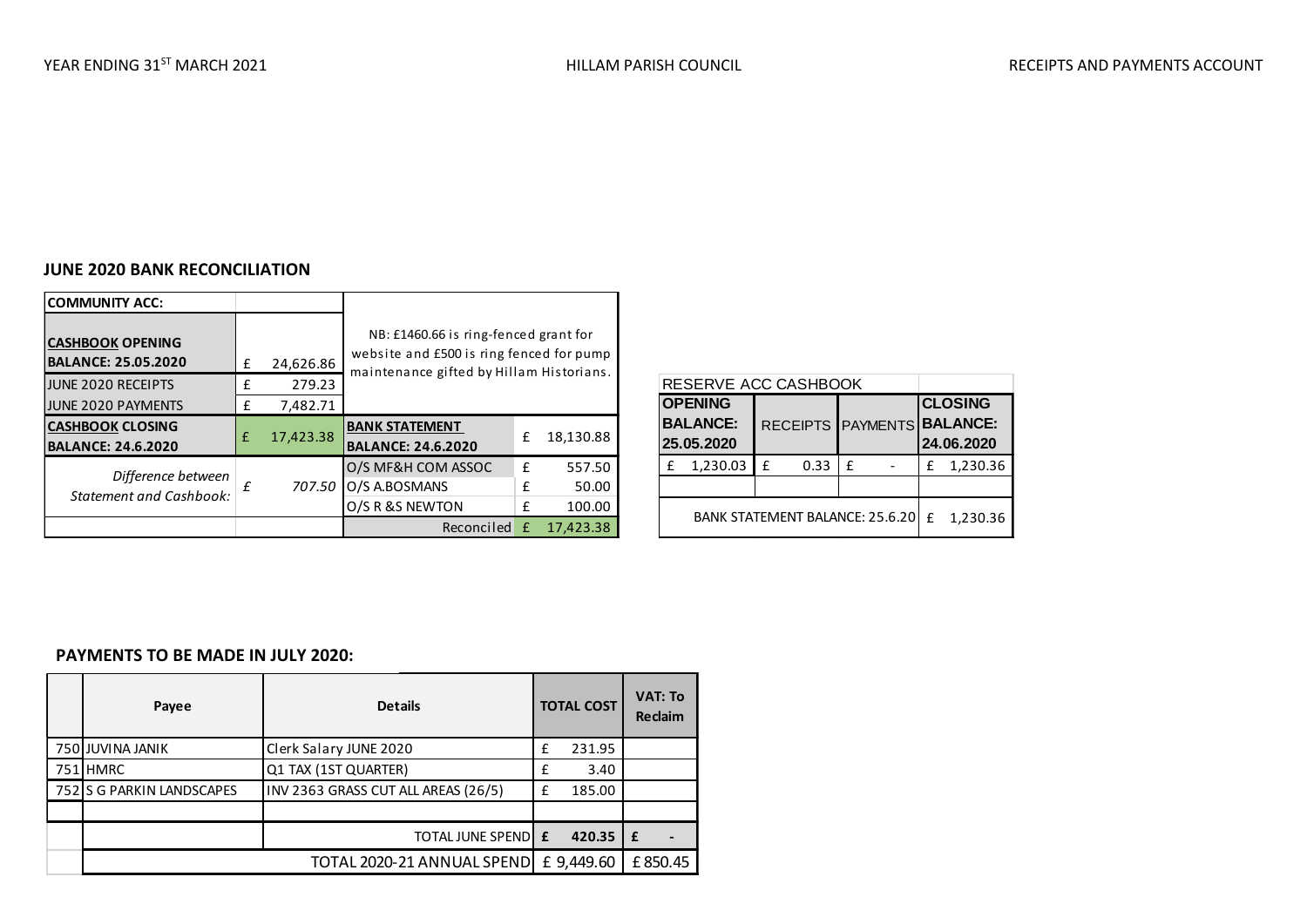## JUNE 2020 BANK RECONCILIATION

| COMMUNITY ACC: | | | | | |
|---|---|---|---|---|---|
| **CASHBOOK OPENING BALANCE: 25.05.2020** | £ | 24,626.86 | NB: £1460.66 is ring-fenced grant for website and £500 is ring fenced for pump maintenance gifted by Hillam Historians. | | |
| JUNE 2020 RECEIPTS | £ | 279.23 | | | |
| JUNE 2020 PAYMENTS | £ | 7,482.71 | | | |
| **CASHBOOK CLOSING BALANCE: 24.6.2020** | £ | 17,423.38 | **BANK STATEMENT BALANCE: 24.6.2020** | £ | 18,130.88 |
| *Difference between Statement and Cashbook:* | *£* | *707.50* | O/S MF&H COM ASSOC | £ | 557.50 |
| | | | O/S A.BOSMANS | £ | 50.00 |
| | | | O/S R &S NEWTON | £ | 100.00 |
| | | | Reconciled | £ | 17,423.38 |

| RESERVE ACC CASHBOOK | | | |
|---|---|---|---|
| **OPENING BALANCE: 25.05.2020** | RECEIPTS | PAYMENTS | **CLOSING BALANCE: 24.06.2020** |
| £ 1,230.03 | £ 0.33 | £ - | £ 1,230.36 |
| | | | |
| BANK STATEMENT BALANCE: 25.6.20 | | | £ 1,230.36 |

## PAYMENTS TO BE MADE IN JULY 2020:

| | Payee | Details | TOTAL COST | VAT: To Reclaim |
|---|---|---|---|---|
| 750 | JUVINA JANIK | Clerk Salary JUNE 2020 | £ 231.95 | |
| 751 | HMRC | Q1 TAX (1ST QUARTER) | £ 3.40 | |
| 752 | S G PARKIN LANDSCAPES | INV 2363 GRASS CUT ALL AREAS (26/5) | £ 185.00 | |
| | | | | |
| | | TOTAL JUNE SPEND | **£ 420.35** | **£ -** |
| | TOTAL 2020-21 ANNUAL SPEND | | £ 9,449.60 | £ 850.45 |